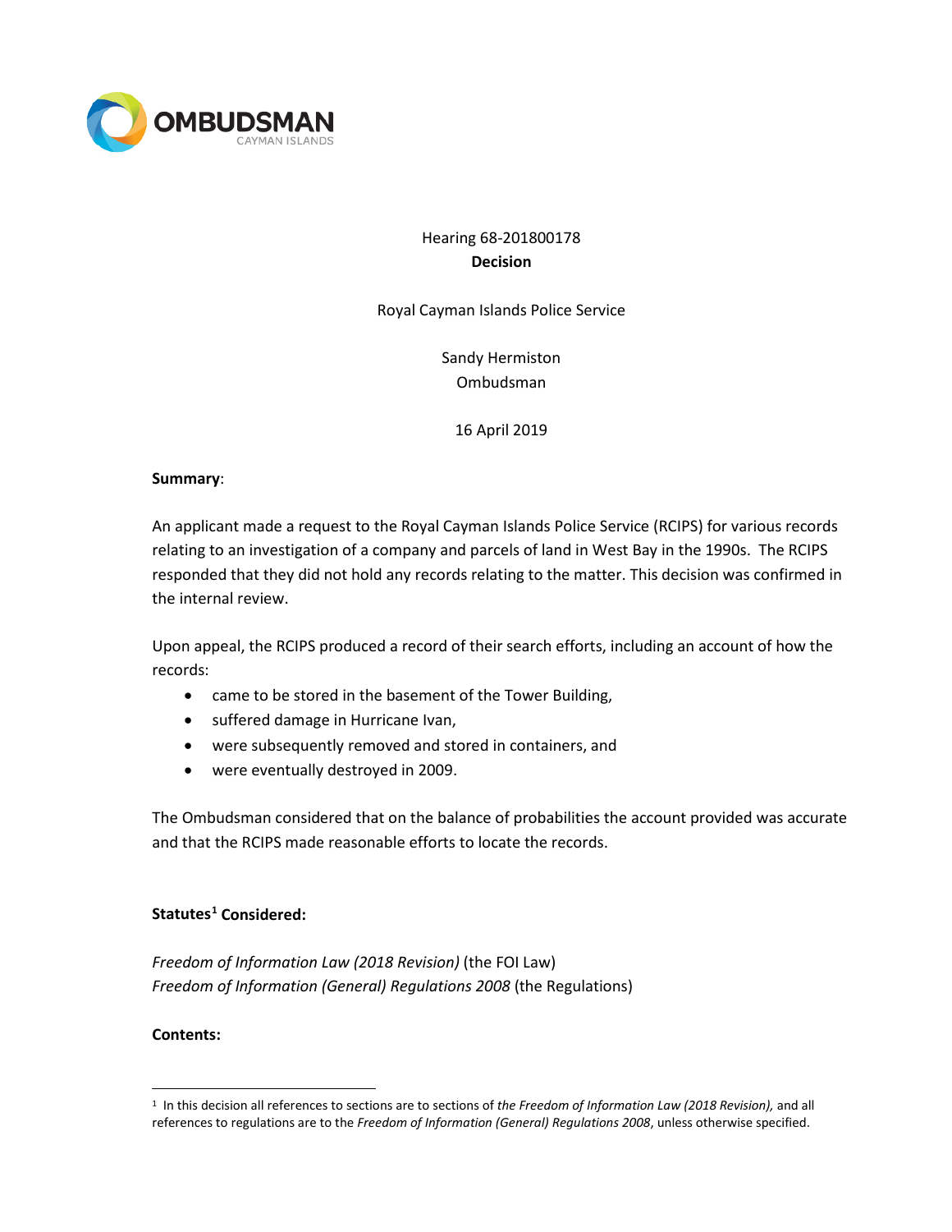OMBUDSMAN
CAYMAN ISLANDS

Hearing 68-201800178
**Decision**

Royal Cayman Islands Police Service

Sandy Hermiston
Ombudsman

16 April 2019

**Summary**:

An applicant made a request to the Royal Cayman Islands Police Service (RCIPS) for various records relating to an investigation of a company and parcels of land in West Bay in the 1990s. The RCIPS responded that they did not hold any records relating to the matter. This decision was confirmed in the internal review.

Upon appeal, the RCIPS produced a record of their search efforts, including an account of how the records:

- came to be stored in the basement of the Tower Building,
- suffered damage in Hurricane Ivan,
- were subsequently removed and stored in containers, and
- were eventually destroyed in 2009.

The Ombudsman considered that on the balance of probabilities the account provided was accurate and that the RCIPS made reasonable efforts to locate the records.

**Statutes[1] Considered:**

*Freedom of Information Law (2018 Revision)* (the FOI Law)
*Freedom of Information (General) Regulations 2008* (the Regulations)

**Contents:**

[1] In this decision all references to sections are to sections of *the Freedom of Information Law (2018 Revision),* and all references to regulations are to the *Freedom of Information (General) Regulations 2008*, unless otherwise specified.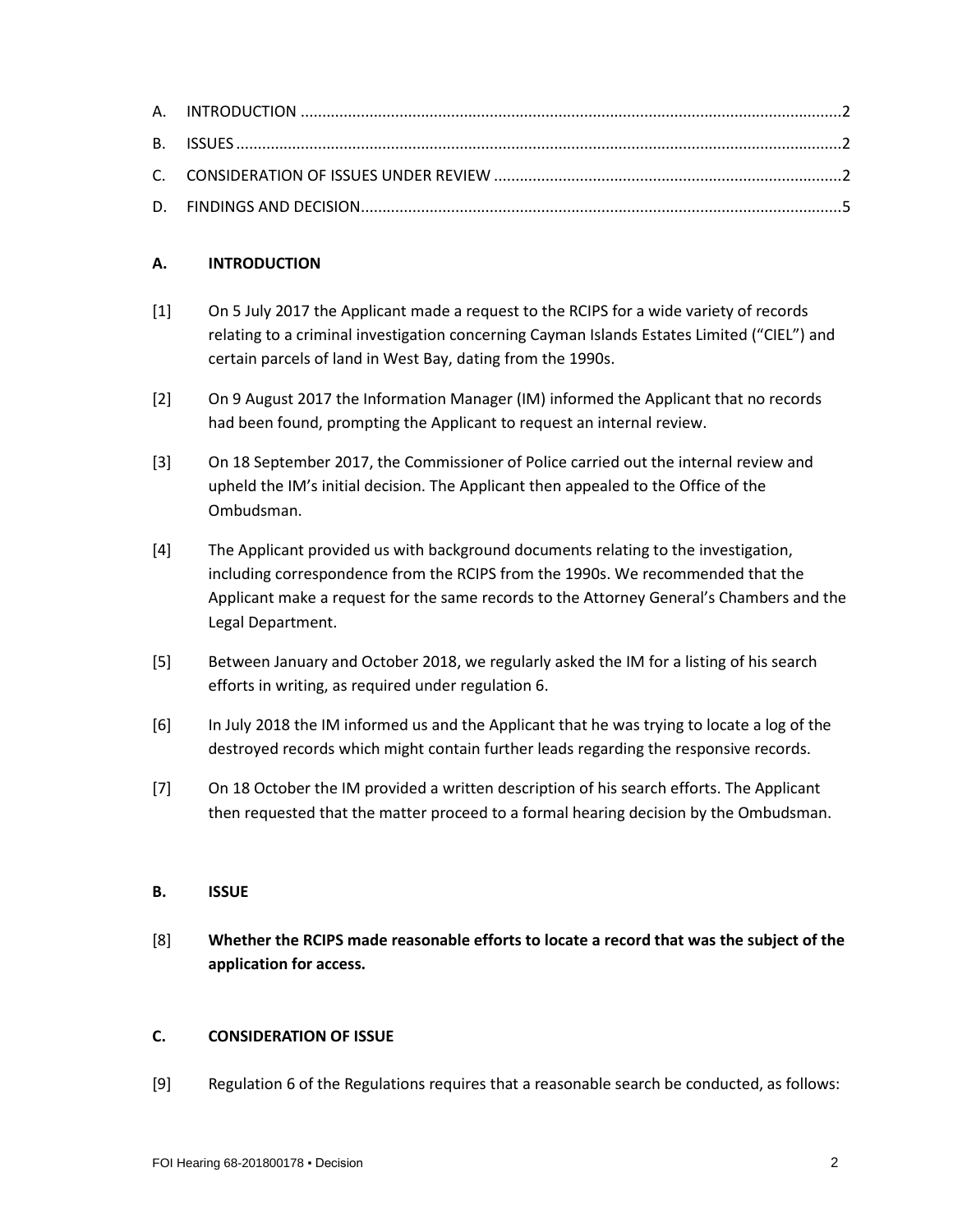A. INTRODUCTION ............................................................................................................................2

B. ISSUES ...........................................................................................................................................2

C. CONSIDERATION OF ISSUES UNDER REVIEW ................................................................................2

D. FINDINGS AND DECISION...............................................................................................................5

## A. INTRODUCTION

[1] On 5 July 2017 the Applicant made a request to the RCIPS for a wide variety of records relating to a criminal investigation concerning Cayman Islands Estates Limited ("CIEL") and certain parcels of land in West Bay, dating from the 1990s.

[2] On 9 August 2017 the Information Manager (IM) informed the Applicant that no records had been found, prompting the Applicant to request an internal review.

[3] On 18 September 2017, the Commissioner of Police carried out the internal review and upheld the IM's initial decision. The Applicant then appealed to the Office of the Ombudsman.

[4] The Applicant provided us with background documents relating to the investigation, including correspondence from the RCIPS from the 1990s. We recommended that the Applicant make a request for the same records to the Attorney General's Chambers and the Legal Department.

[5] Between January and October 2018, we regularly asked the IM for a listing of his search efforts in writing, as required under regulation 6.

[6] In July 2018 the IM informed us and the Applicant that he was trying to locate a log of the destroyed records which might contain further leads regarding the responsive records.

[7] On 18 October the IM provided a written description of his search efforts. The Applicant then requested that the matter proceed to a formal hearing decision by the Ombudsman.

## B. ISSUE

[8] **Whether the RCIPS made reasonable efforts to locate a record that was the subject of the application for access.**

## C. CONSIDERATION OF ISSUE

[9] Regulation 6 of the Regulations requires that a reasonable search be conducted, as follows: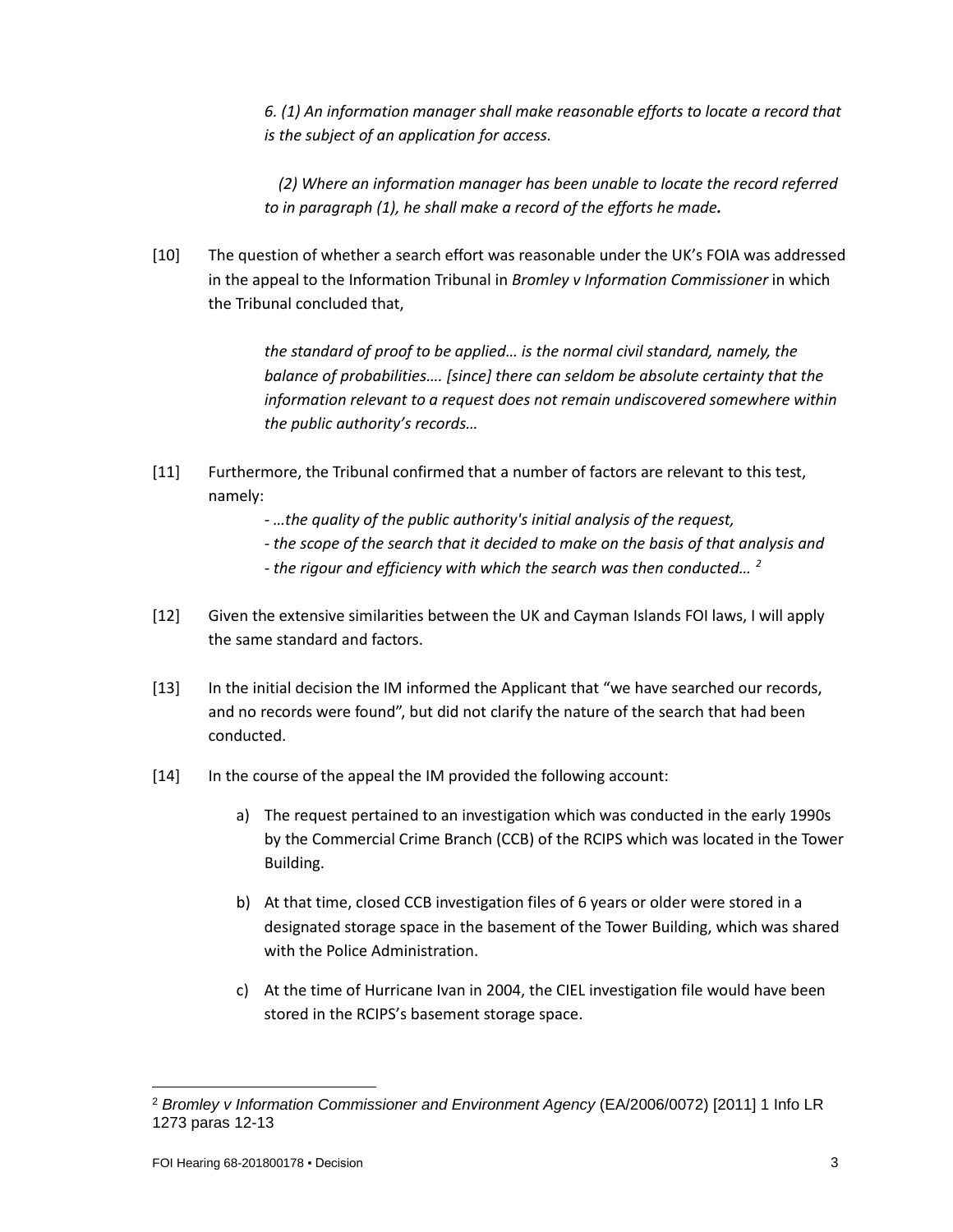> *6. (1) An information manager shall make reasonable efforts to locate a record that is the subject of an application for access.*
>
> *(2) Where an information manager has been unable to locate the record referred to in paragraph (1), he shall make a record of the efforts he made.*

[10] The question of whether a search effort was reasonable under the UK's FOIA was addressed in the appeal to the Information Tribunal in *Bromley v Information Commissioner* in which the Tribunal concluded that,

> *the standard of proof to be applied… is the normal civil standard, namely, the balance of probabilities…. [since] there can seldom be absolute certainty that the information relevant to a request does not remain undiscovered somewhere within the public authority's records…*

[11] Furthermore, the Tribunal confirmed that a number of factors are relevant to this test, namely:

> *- …the quality of the public authority's initial analysis of the request,*
> *- the scope of the search that it decided to make on the basis of that analysis and*
> *- the rigour and efficiency with which the search was then conducted…* [2]

[12] Given the extensive similarities between the UK and Cayman Islands FOI laws, I will apply the same standard and factors.

[13] In the initial decision the IM informed the Applicant that "we have searched our records, and no records were found", but did not clarify the nature of the search that had been conducted.

[14] In the course of the appeal the IM provided the following account:

a) The request pertained to an investigation which was conducted in the early 1990s by the Commercial Crime Branch (CCB) of the RCIPS which was located in the Tower Building.

b) At that time, closed CCB investigation files of 6 years or older were stored in a designated storage space in the basement of the Tower Building, which was shared with the Police Administration.

c) At the time of Hurricane Ivan in 2004, the CIEL investigation file would have been stored in the RCIPS's basement storage space.

---

[2] *Bromley v Information Commissioner and Environment Agency* (EA/2006/0072) [2011] 1 Info LR 1273 paras 12-13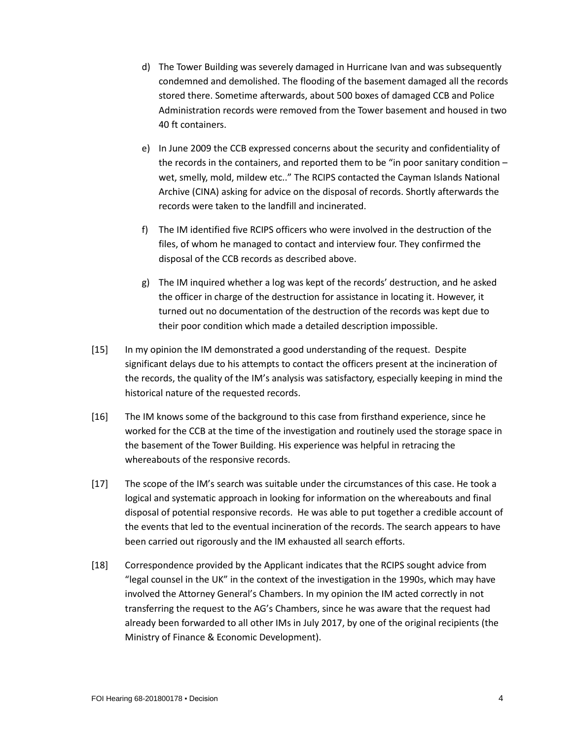d) The Tower Building was severely damaged in Hurricane Ivan and was subsequently condemned and demolished. The flooding of the basement damaged all the records stored there. Sometime afterwards, about 500 boxes of damaged CCB and Police Administration records were removed from the Tower basement and housed in two 40 ft containers.

e) In June 2009 the CCB expressed concerns about the security and confidentiality of the records in the containers, and reported them to be "in poor sanitary condition – wet, smelly, mold, mildew etc.." The RCIPS contacted the Cayman Islands National Archive (CINA) asking for advice on the disposal of records. Shortly afterwards the records were taken to the landfill and incinerated.

f) The IM identified five RCIPS officers who were involved in the destruction of the files, of whom he managed to contact and interview four. They confirmed the disposal of the CCB records as described above.

g) The IM inquired whether a log was kept of the records' destruction, and he asked the officer in charge of the destruction for assistance in locating it. However, it turned out no documentation of the destruction of the records was kept due to their poor condition which made a detailed description impossible.

[15] In my opinion the IM demonstrated a good understanding of the request. Despite significant delays due to his attempts to contact the officers present at the incineration of the records, the quality of the IM's analysis was satisfactory, especially keeping in mind the historical nature of the requested records.

[16] The IM knows some of the background to this case from firsthand experience, since he worked for the CCB at the time of the investigation and routinely used the storage space in the basement of the Tower Building. His experience was helpful in retracing the whereabouts of the responsive records.

[17] The scope of the IM's search was suitable under the circumstances of this case. He took a logical and systematic approach in looking for information on the whereabouts and final disposal of potential responsive records. He was able to put together a credible account of the events that led to the eventual incineration of the records. The search appears to have been carried out rigorously and the IM exhausted all search efforts.

[18] Correspondence provided by the Applicant indicates that the RCIPS sought advice from "legal counsel in the UK" in the context of the investigation in the 1990s, which may have involved the Attorney General's Chambers. In my opinion the IM acted correctly in not transferring the request to the AG's Chambers, since he was aware that the request had already been forwarded to all other IMs in July 2017, by one of the original recipients (the Ministry of Finance & Economic Development).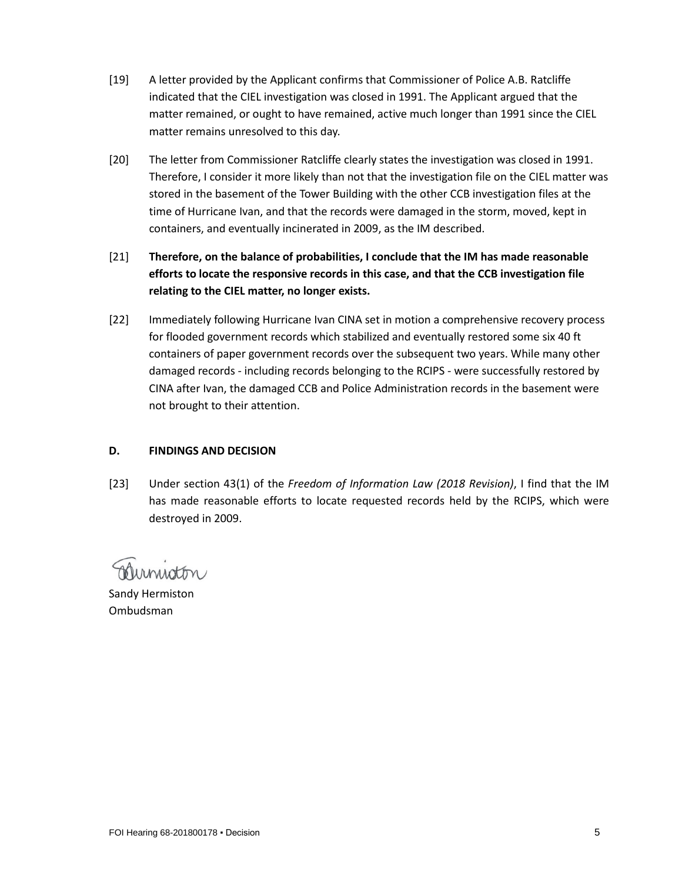[19] A letter provided by the Applicant confirms that Commissioner of Police A.B. Ratcliffe indicated that the CIEL investigation was closed in 1991. The Applicant argued that the matter remained, or ought to have remained, active much longer than 1991 since the CIEL matter remains unresolved to this day.

[20] The letter from Commissioner Ratcliffe clearly states the investigation was closed in 1991. Therefore, I consider it more likely than not that the investigation file on the CIEL matter was stored in the basement of the Tower Building with the other CCB investigation files at the time of Hurricane Ivan, and that the records were damaged in the storm, moved, kept in containers, and eventually incinerated in 2009, as the IM described.

[21] **Therefore, on the balance of probabilities, I conclude that the IM has made reasonable efforts to locate the responsive records in this case, and that the CCB investigation file relating to the CIEL matter, no longer exists.**

[22] Immediately following Hurricane Ivan CINA set in motion a comprehensive recovery process for flooded government records which stabilized and eventually restored some six 40 ft containers of paper government records over the subsequent two years. While many other damaged records - including records belonging to the RCIPS - were successfully restored by CINA after Ivan, the damaged CCB and Police Administration records in the basement were not brought to their attention.

## D. FINDINGS AND DECISION

[23] Under section 43(1) of the *Freedom of Information Law (2018 Revision)*, I find that the IM has made reasonable efforts to locate requested records held by the RCIPS, which were destroyed in 2009.

Sandy Hermiston
Ombudsman